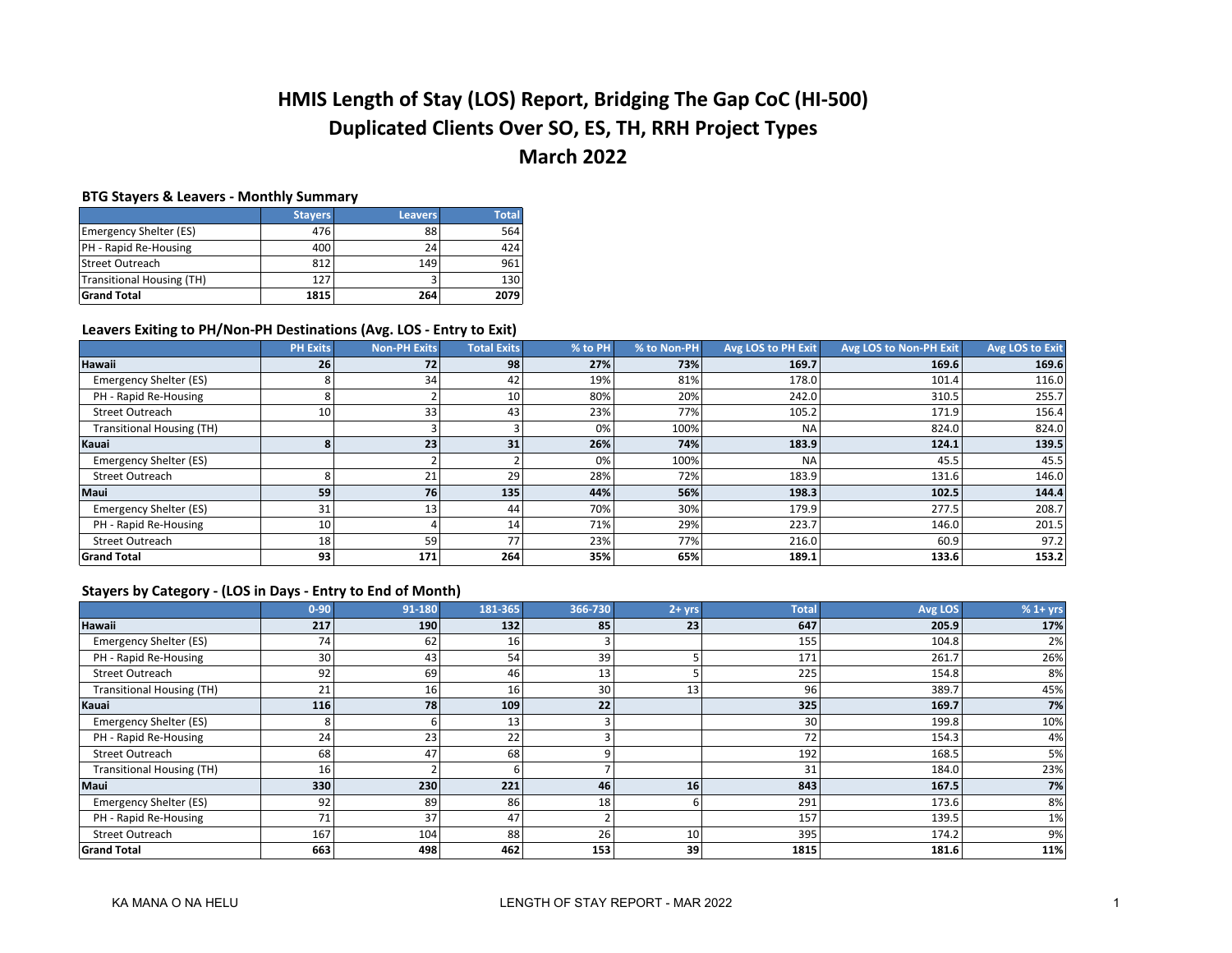# HMIS Length of Stay (LOS) Report, Bridging The Gap CoC (HI-500)
# Duplicated Clients Over SO, ES, TH, RRH Project Types
# March 2022

### BTG Stayers & Leavers - Monthly Summary

| | Stayers | Leavers | Total |
|---|---|---|---|
| Emergency Shelter (ES) | 476 | 88 | 564 |
| PH - Rapid Re-Housing | 400 | 24 | 424 |
| Street Outreach | 812 | 149 | 961 |
| Transitional Housing (TH) | 127 | 3 | 130 |
| **Grand Total** | **1815** | **264** | **2079** |

### Leavers Exiting to PH/Non-PH Destinations (Avg. LOS - Entry to Exit)

| | PH Exits | Non-PH Exits | Total Exits | % to PH | % to Non-PH | Avg LOS to PH Exit | Avg LOS to Non-PH Exit | Avg LOS to Exit |
|---|---|---|---|---|---|---|---|---|
| **Hawaii** | **26** | **72** | **98** | **27%** | **73%** | **169.7** | **169.6** | **169.6** |
| Emergency Shelter (ES) | 8 | 34 | 42 | 19% | 81% | 178.0 | 101.4 | 116.0 |
| PH - Rapid Re-Housing | 8 | 2 | 10 | 80% | 20% | 242.0 | 310.5 | 255.7 |
| Street Outreach | 10 | 33 | 43 | 23% | 77% | 105.2 | 171.9 | 156.4 |
| Transitional Housing (TH) | | 3 | 3 | 0% | 100% | NA | 824.0 | 824.0 |
| **Kauai** | **8** | **23** | **31** | **26%** | **74%** | **183.9** | **124.1** | **139.5** |
| Emergency Shelter (ES) | | 2 | 2 | 0% | 100% | NA | 45.5 | 45.5 |
| Street Outreach | 8 | 21 | 29 | 28% | 72% | 183.9 | 131.6 | 146.0 |
| **Maui** | **59** | **76** | **135** | **44%** | **56%** | **198.3** | **102.5** | **144.4** |
| Emergency Shelter (ES) | 31 | 13 | 44 | 70% | 30% | 179.9 | 277.5 | 208.7 |
| PH - Rapid Re-Housing | 10 | 4 | 14 | 71% | 29% | 223.7 | 146.0 | 201.5 |
| Street Outreach | 18 | 59 | 77 | 23% | 77% | 216.0 | 60.9 | 97.2 |
| **Grand Total** | **93** | **171** | **264** | **35%** | **65%** | **189.1** | **133.6** | **153.2** |

### Stayers by Category - (LOS in Days - Entry to End of Month)

| | 0-90 | 91-180 | 181-365 | 366-730 | 2+ yrs | Total | Avg LOS | % 1+ yrs |
|---|---|---|---|---|---|---|---|---|
| **Hawaii** | **217** | **190** | **132** | **85** | **23** | **647** | **205.9** | **17%** |
| Emergency Shelter (ES) | 74 | 62 | 16 | 3 | | 155 | 104.8 | 2% |
| PH - Rapid Re-Housing | 30 | 43 | 54 | 39 | 5 | 171 | 261.7 | 26% |
| Street Outreach | 92 | 69 | 46 | 13 | 5 | 225 | 154.8 | 8% |
| Transitional Housing (TH) | 21 | 16 | 16 | 30 | 13 | 96 | 389.7 | 45% |
| **Kauai** | **116** | **78** | **109** | **22** | | **325** | **169.7** | **7%** |
| Emergency Shelter (ES) | 8 | 6 | 13 | 3 | | 30 | 199.8 | 10% |
| PH - Rapid Re-Housing | 24 | 23 | 22 | 3 | | 72 | 154.3 | 4% |
| Street Outreach | 68 | 47 | 68 | 9 | | 192 | 168.5 | 5% |
| Transitional Housing (TH) | 16 | 2 | 6 | 7 | | 31 | 184.0 | 23% |
| **Maui** | **330** | **230** | **221** | **46** | **16** | **843** | **167.5** | **7%** |
| Emergency Shelter (ES) | 92 | 89 | 86 | 18 | 6 | 291 | 173.6 | 8% |
| PH - Rapid Re-Housing | 71 | 37 | 47 | 2 | | 157 | 139.5 | 1% |
| Street Outreach | 167 | 104 | 88 | 26 | 10 | 395 | 174.2 | 9% |
| **Grand Total** | **663** | **498** | **462** | **153** | **39** | **1815** | **181.6** | **11%** |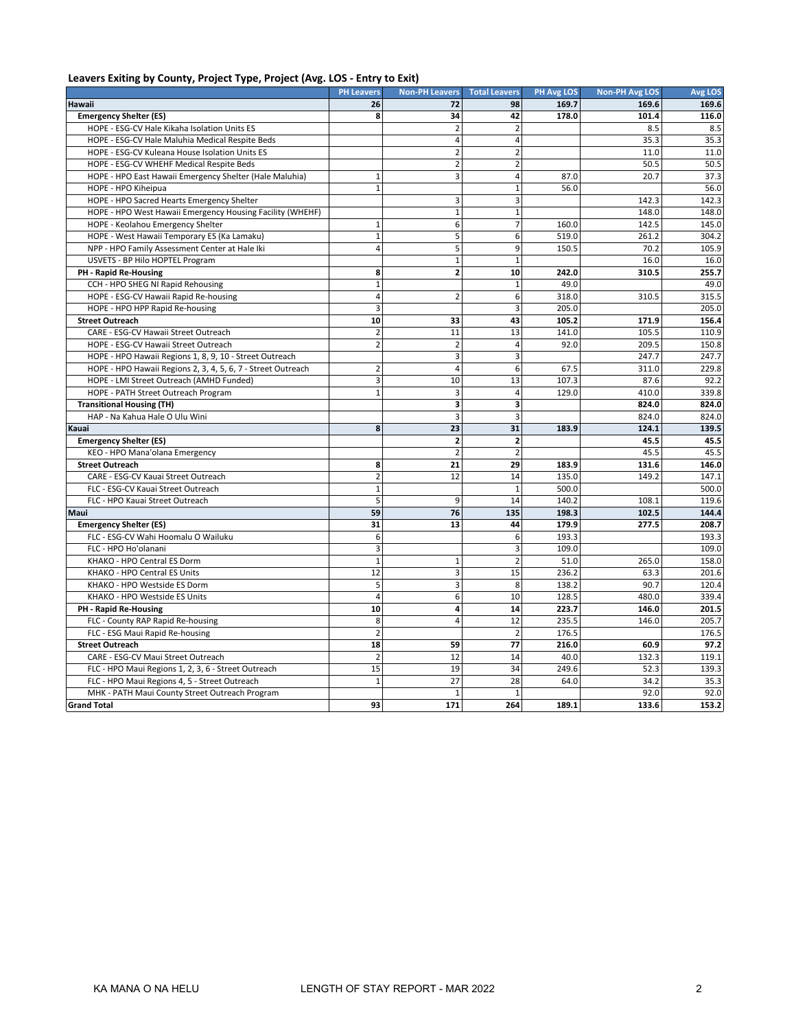**Leavers Exiting by County, Project Type, Project (Avg. LOS - Entry to Exit)**

| | PH Leavers | Non-PH Leavers | Total Leavers | PH Avg LOS | Non-PH Avg LOS | Avg LOS |
|---|---|---|---|---|---|---|
| **Hawaii** | **26** | **72** | **98** | **169.7** | **169.6** | **169.6** |
| **Emergency Shelter (ES)** | **8** | **34** | **42** | **178.0** | **101.4** | **116.0** |
| HOPE - ESG-CV Hale Kikaha Isolation Units ES | | 2 | 2 | | 8.5 | 8.5 |
| HOPE - ESG-CV Hale Maluhia Medical Respite Beds | | 4 | 4 | | 35.3 | 35.3 |
| HOPE - ESG-CV Kuleana House Isolation Units ES | | 2 | 2 | | 11.0 | 11.0 |
| HOPE - ESG-CV WHEHF Medical Respite Beds | | 2 | 2 | | 50.5 | 50.5 |
| HOPE - HPO East Hawaii Emergency Shelter (Hale Maluhia) | 1 | 3 | 4 | 87.0 | 20.7 | 37.3 |
| HOPE - HPO Kiheipua | 1 | | 1 | 56.0 | | 56.0 |
| HOPE - HPO Sacred Hearts Emergency Shelter | | 3 | 3 | | 142.3 | 142.3 |
| HOPE - HPO West Hawaii Emergency Housing Facility (WHEHF) | | 1 | 1 | | 148.0 | 148.0 |
| HOPE - Keolahou Emergency Shelter | 1 | 6 | 7 | 160.0 | 142.5 | 145.0 |
| HOPE - West Hawaii Temporary ES (Ka Lamaku) | 1 | 5 | 6 | 519.0 | 261.2 | 304.2 |
| NPP - HPO Family Assessment Center at Hale Iki | 4 | 5 | 9 | 150.5 | 70.2 | 105.9 |
| USVETS - BP Hilo HOPTEL Program | | 1 | 1 | | 16.0 | 16.0 |
| **PH - Rapid Re-Housing** | **8** | **2** | **10** | **242.0** | **310.5** | **255.7** |
| CCH - HPO SHEG NI Rapid Rehousing | 1 | | 1 | 49.0 | | 49.0 |
| HOPE - ESG-CV Hawaii Rapid Re-housing | 4 | 2 | 6 | 318.0 | 310.5 | 315.5 |
| HOPE - HPO HPP Rapid Re-housing | 3 | | 3 | 205.0 | | 205.0 |
| **Street Outreach** | **10** | **33** | **43** | **105.2** | **171.9** | **156.4** |
| CARE - ESG-CV Hawaii Street Outreach | 2 | 11 | 13 | 141.0 | 105.5 | 110.9 |
| HOPE - ESG-CV Hawaii Street Outreach | 2 | 2 | 4 | 92.0 | 209.5 | 150.8 |
| HOPE - HPO Hawaii Regions 1, 8, 9, 10 - Street Outreach | | 3 | 3 | | 247.7 | 247.7 |
| HOPE - HPO Hawaii Regions 2, 3, 4, 5, 6, 7 - Street Outreach | 2 | 4 | 6 | 67.5 | 311.0 | 229.8 |
| HOPE - LMI Street Outreach (AMHD Funded) | 3 | 10 | 13 | 107.3 | 87.6 | 92.2 |
| HOPE - PATH Street Outreach Program | 1 | 3 | 4 | 129.0 | 410.0 | 339.8 |
| **Transitional Housing (TH)** | | **3** | **3** | | **824.0** | **824.0** |
| HAP - Na Kahua Hale O Ulu Wini | | 3 | 3 | | 824.0 | 824.0 |
| **Kauai** | **8** | **23** | **31** | **183.9** | **124.1** | **139.5** |
| **Emergency Shelter (ES)** | | **2** | **2** | | **45.5** | **45.5** |
| KEO - HPO Mana'olana Emergency | | 2 | 2 | | 45.5 | 45.5 |
| **Street Outreach** | **8** | **21** | **29** | **183.9** | **131.6** | **146.0** |
| CARE - ESG-CV Kauai Street Outreach | 2 | 12 | 14 | 135.0 | 149.2 | 147.1 |
| FLC - ESG-CV Kauai Street Outreach | 1 | | 1 | 500.0 | | 500.0 |
| FLC - HPO Kauai Street Outreach | 5 | 9 | 14 | 140.2 | 108.1 | 119.6 |
| **Maui** | **59** | **76** | **135** | **198.3** | **102.5** | **144.4** |
| **Emergency Shelter (ES)** | **31** | **13** | **44** | **179.9** | **277.5** | **208.7** |
| FLC - ESG-CV Wahi Hoomalu O Wailuku | 6 | | 6 | 193.3 | | 193.3 |
| FLC - HPO Ho'olanani | 3 | | 3 | 109.0 | | 109.0 |
| KHAKO - HPO Central ES Dorm | 1 | 1 | 2 | 51.0 | 265.0 | 158.0 |
| KHAKO - HPO Central ES Units | 12 | 3 | 15 | 236.2 | 63.3 | 201.6 |
| KHAKO - HPO Westside ES Dorm | 5 | 3 | 8 | 138.2 | 90.7 | 120.4 |
| KHAKO - HPO Westside ES Units | 4 | 6 | 10 | 128.5 | 480.0 | 339.4 |
| **PH - Rapid Re-Housing** | **10** | **4** | **14** | **223.7** | **146.0** | **201.5** |
| FLC - County RAP Rapid Re-housing | 8 | 4 | 12 | 235.5 | 146.0 | 205.7 |
| FLC - ESG Maui Rapid Re-housing | 2 | | 2 | 176.5 | | 176.5 |
| **Street Outreach** | **18** | **59** | **77** | **216.0** | **60.9** | **97.2** |
| CARE - ESG-CV Maui Street Outreach | 2 | 12 | 14 | 40.0 | 132.3 | 119.1 |
| FLC - HPO Maui Regions 1, 2, 3, 6 - Street Outreach | 15 | 19 | 34 | 249.6 | 52.3 | 139.3 |
| FLC - HPO Maui Regions 4, 5 - Street Outreach | 1 | 27 | 28 | 64.0 | 34.2 | 35.3 |
| MHK - PATH Maui County Street Outreach Program | | 1 | 1 | | 92.0 | 92.0 |
| **Grand Total** | **93** | **171** | **264** | **189.1** | **133.6** | **153.2** |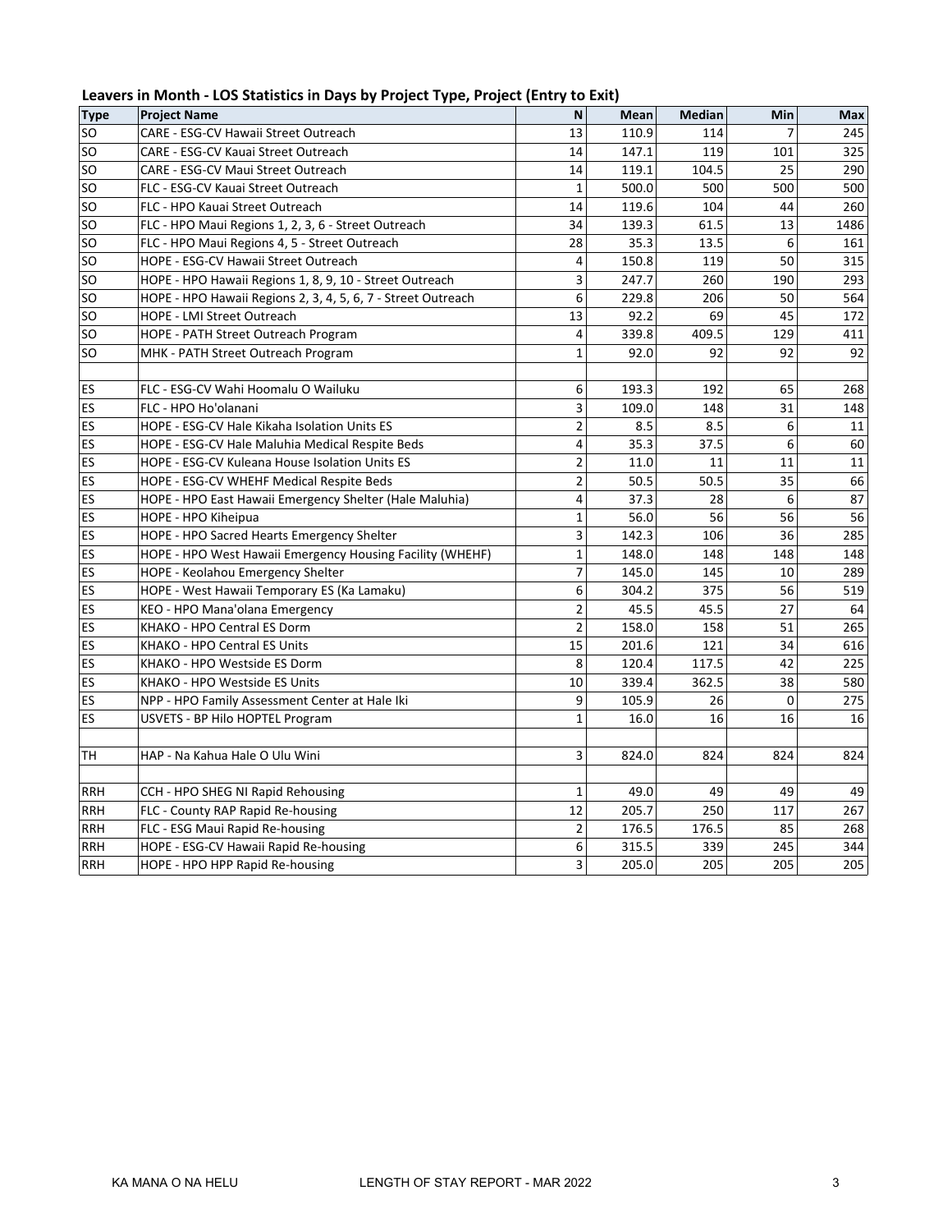## Leavers in Month - LOS Statistics in Days by Project Type, Project (Entry to Exit)

| Type | Project Name | N | Mean | Median | Min | Max |
|---|---|---|---|---|---|---|
| SO | CARE - ESG-CV Hawaii Street Outreach | 13 | 110.9 | 114 | 7 | 245 |
| SO | CARE - ESG-CV Kauai Street Outreach | 14 | 147.1 | 119 | 101 | 325 |
| SO | CARE - ESG-CV Maui Street Outreach | 14 | 119.1 | 104.5 | 25 | 290 |
| SO | FLC - ESG-CV Kauai Street Outreach | 1 | 500.0 | 500 | 500 | 500 |
| SO | FLC - HPO Kauai Street Outreach | 14 | 119.6 | 104 | 44 | 260 |
| SO | FLC - HPO Maui Regions 1, 2, 3, 6 - Street Outreach | 34 | 139.3 | 61.5 | 13 | 1486 |
| SO | FLC - HPO Maui Regions 4, 5 - Street Outreach | 28 | 35.3 | 13.5 | 6 | 161 |
| SO | HOPE - ESG-CV Hawaii Street Outreach | 4 | 150.8 | 119 | 50 | 315 |
| SO | HOPE - HPO Hawaii Regions 1, 8, 9, 10 - Street Outreach | 3 | 247.7 | 260 | 190 | 293 |
| SO | HOPE - HPO Hawaii Regions 2, 3, 4, 5, 6, 7 - Street Outreach | 6 | 229.8 | 206 | 50 | 564 |
| SO | HOPE - LMI Street Outreach | 13 | 92.2 | 69 | 45 | 172 |
| SO | HOPE - PATH Street Outreach Program | 4 | 339.8 | 409.5 | 129 | 411 |
| SO | MHK - PATH Street Outreach Program | 1 | 92.0 | 92 | 92 | 92 |
| | | | | | | |
| ES | FLC - ESG-CV Wahi Hoomalu O Wailuku | 6 | 193.3 | 192 | 65 | 268 |
| ES | FLC - HPO Ho'olanani | 3 | 109.0 | 148 | 31 | 148 |
| ES | HOPE - ESG-CV Hale Kikaha Isolation Units ES | 2 | 8.5 | 8.5 | 6 | 11 |
| ES | HOPE - ESG-CV Hale Maluhia Medical Respite Beds | 4 | 35.3 | 37.5 | 6 | 60 |
| ES | HOPE - ESG-CV Kuleana House Isolation Units ES | 2 | 11.0 | 11 | 11 | 11 |
| ES | HOPE - ESG-CV WHEHF Medical Respite Beds | 2 | 50.5 | 50.5 | 35 | 66 |
| ES | HOPE - HPO East Hawaii Emergency Shelter (Hale Maluhia) | 4 | 37.3 | 28 | 6 | 87 |
| ES | HOPE - HPO Kiheipua | 1 | 56.0 | 56 | 56 | 56 |
| ES | HOPE - HPO Sacred Hearts Emergency Shelter | 3 | 142.3 | 106 | 36 | 285 |
| ES | HOPE - HPO West Hawaii Emergency Housing Facility (WHEHF) | 1 | 148.0 | 148 | 148 | 148 |
| ES | HOPE - Keolahou Emergency Shelter | 7 | 145.0 | 145 | 10 | 289 |
| ES | HOPE - West Hawaii Temporary ES (Ka Lamaku) | 6 | 304.2 | 375 | 56 | 519 |
| ES | KEO - HPO Mana'olana Emergency | 2 | 45.5 | 45.5 | 27 | 64 |
| ES | KHAKO - HPO Central ES Dorm | 2 | 158.0 | 158 | 51 | 265 |
| ES | KHAKO - HPO Central ES Units | 15 | 201.6 | 121 | 34 | 616 |
| ES | KHAKO - HPO Westside ES Dorm | 8 | 120.4 | 117.5 | 42 | 225 |
| ES | KHAKO - HPO Westside ES Units | 10 | 339.4 | 362.5 | 38 | 580 |
| ES | NPP - HPO Family Assessment Center at Hale Iki | 9 | 105.9 | 26 | 0 | 275 |
| ES | USVETS - BP Hilo HOPTEL Program | 1 | 16.0 | 16 | 16 | 16 |
| | | | | | | |
| TH | HAP - Na Kahua Hale O Ulu Wini | 3 | 824.0 | 824 | 824 | 824 |
| | | | | | | |
| RRH | CCH - HPO SHEG NI Rapid Rehousing | 1 | 49.0 | 49 | 49 | 49 |
| RRH | FLC - County RAP Rapid Re-housing | 12 | 205.7 | 250 | 117 | 267 |
| RRH | FLC - ESG Maui Rapid Re-housing | 2 | 176.5 | 176.5 | 85 | 268 |
| RRH | HOPE - ESG-CV Hawaii Rapid Re-housing | 6 | 315.5 | 339 | 245 | 344 |
| RRH | HOPE - HPO HPP Rapid Re-housing | 3 | 205.0 | 205 | 205 | 205 |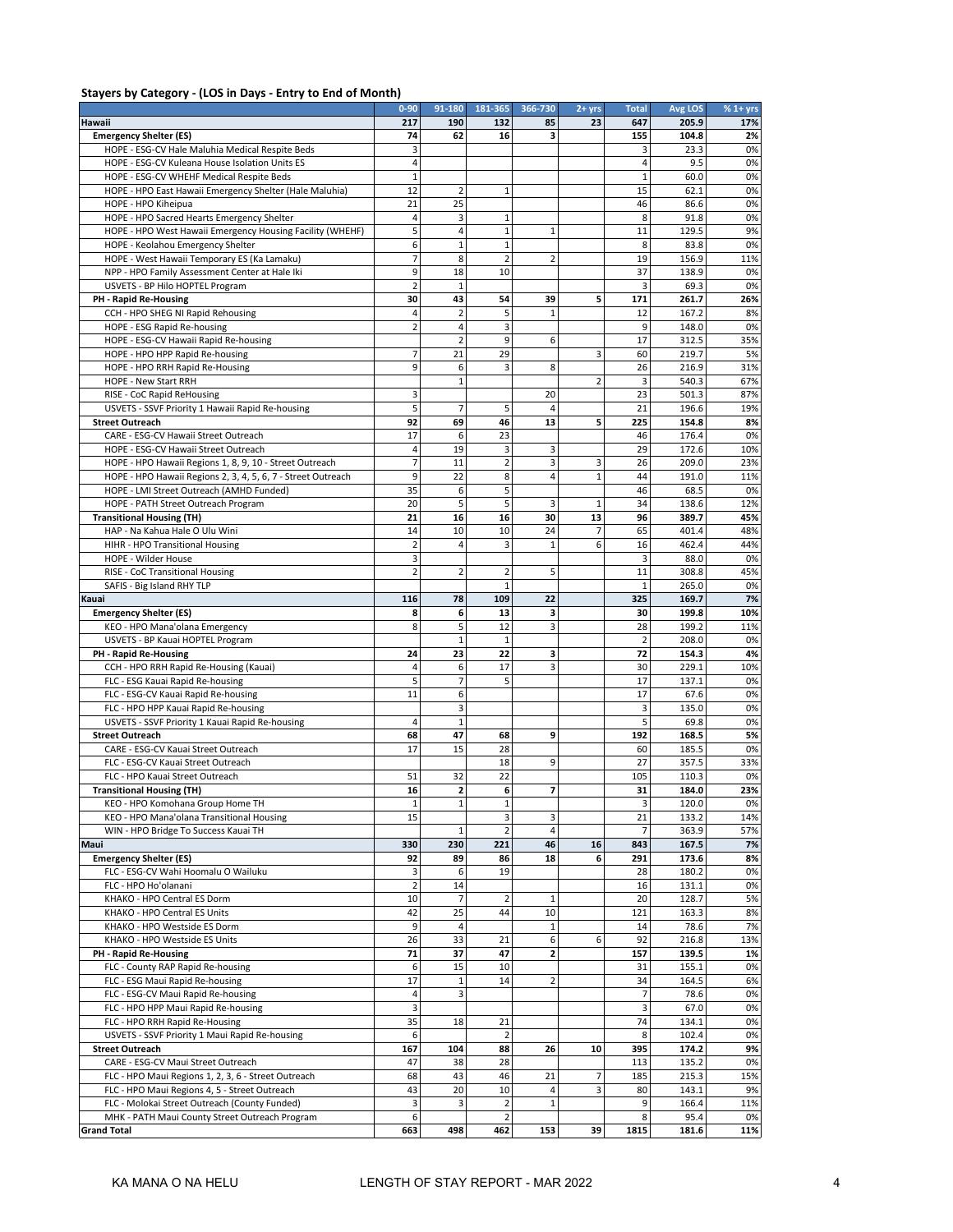### Stayers by Category - (LOS in Days - Entry to End of Month)

| | 0-90 | 91-180 | 181-365 | 366-730 | 2+ yrs | Total | Avg LOS | % 1+ yrs |
|---|---|---|---|---|---|---|---|---|
| **Hawaii** | **217** | **190** | **132** | **85** | **23** | **647** | **205.9** | **17%** |
| **Emergency Shelter (ES)** | **74** | **62** | **16** | **3** | | **155** | **104.8** | **2%** |
| HOPE - ESG-CV Hale Maluhia Medical Respite Beds | 3 | | | | | 3 | 23.3 | 0% |
| HOPE - ESG-CV Kuleana House Isolation Units ES | 4 | | | | | 4 | 9.5 | 0% |
| HOPE - ESG-CV WHEHF Medical Respite Beds | 1 | | | | | 1 | 60.0 | 0% |
| HOPE - HPO East Hawaii Emergency Shelter (Hale Maluhia) | 12 | 2 | 1 | | | 15 | 62.1 | 0% |
| HOPE - HPO Kiheipua | 21 | 25 | | | | 46 | 86.6 | 0% |
| HOPE - HPO Sacred Hearts Emergency Shelter | 4 | 3 | 1 | | | 8 | 91.8 | 0% |
| HOPE - HPO West Hawaii Emergency Housing Facility (WHEHF) | 5 | 4 | 1 | 1 | | 11 | 129.5 | 9% |
| HOPE - Keolahou Emergency Shelter | 6 | 1 | 1 | | | 8 | 83.8 | 0% |
| HOPE - West Hawaii Temporary ES (Ka Lamaku) | 7 | 8 | 2 | 2 | | 19 | 156.9 | 11% |
| NPP - HPO Family Assessment Center at Hale Iki | 9 | 18 | 10 | | | 37 | 138.9 | 0% |
| USVETS - BP Hilo HOPTEL Program | 2 | 1 | | | | 3 | 69.3 | 0% |
| **PH - Rapid Re-Housing** | **30** | **43** | **54** | **39** | **5** | **171** | **261.7** | **26%** |
| CCH - HPO SHEG NI Rapid Rehousing | 4 | 2 | 5 | 1 | | 12 | 167.2 | 8% |
| HOPE - ESG Rapid Re-housing | 2 | 4 | 3 | | | 9 | 148.0 | 0% |
| HOPE - ESG-CV Hawaii Rapid Re-housing | | 2 | 9 | 6 | | 17 | 312.5 | 35% |
| HOPE - HPO HPP Rapid Re-housing | 7 | 21 | 29 | | 3 | 60 | 219.7 | 5% |
| HOPE - HPO RRH Rapid Re-Housing | 9 | 6 | 3 | 8 | | 26 | 216.9 | 31% |
| HOPE - New Start RRH | | 1 | | | 2 | 3 | 540.3 | 67% |
| RISE - CoC Rapid ReHousing | 3 | | | 20 | | 23 | 501.3 | 87% |
| USVETS - SSVF Priority 1 Hawaii Rapid Re-housing | 5 | 7 | 5 | 4 | | 21 | 196.6 | 19% |
| **Street Outreach** | **92** | **69** | **46** | **13** | **5** | **225** | **154.8** | **8%** |
| CARE - ESG-CV Hawaii Street Outreach | 17 | 6 | 23 | | | 46 | 176.4 | 0% |
| HOPE - ESG-CV Hawaii Street Outreach | 4 | 19 | 3 | 3 | | 29 | 172.6 | 10% |
| HOPE - HPO Hawaii Regions 1, 8, 9, 10 - Street Outreach | 7 | 11 | 2 | 3 | 3 | 26 | 209.0 | 23% |
| HOPE - HPO Hawaii Regions 2, 3, 4, 5, 6, 7 - Street Outreach | 9 | 22 | 8 | 4 | 1 | 44 | 191.0 | 11% |
| HOPE - LMI Street Outreach (AMHD Funded) | 35 | 6 | 5 | | | 46 | 68.5 | 0% |
| HOPE - PATH Street Outreach Program | 20 | 5 | 5 | 3 | 1 | 34 | 138.6 | 12% |
| **Transitional Housing (TH)** | **21** | **16** | **16** | **30** | **13** | **96** | **389.7** | **45%** |
| HAP - Na Kahua Hale O Ulu Wini | 14 | 10 | 10 | 24 | 7 | 65 | 401.4 | 48% |
| HIHR - HPO Transitional Housing | 2 | 4 | 3 | 1 | 6 | 16 | 462.4 | 44% |
| HOPE - Wilder House | 3 | | | | | 3 | 88.0 | 0% |
| RISE - CoC Transitional Housing | 2 | 2 | 2 | 5 | | 11 | 308.8 | 45% |
| SAFIS - Big Island RHY TLP | | | 1 | | | 1 | 265.0 | 0% |
| **Kauai** | **116** | **78** | **109** | **22** | | **325** | **169.7** | **7%** |
| **Emergency Shelter (ES)** | **8** | **6** | **13** | **3** | | **30** | **199.8** | **10%** |
| KEO - HPO Mana'olana Emergency | 8 | 5 | 12 | 3 | | 28 | 199.2 | 11% |
| USVETS - BP Kauai HOPTEL Program | | 1 | 1 | | | 2 | 208.0 | 0% |
| **PH - Rapid Re-Housing** | **24** | **23** | **22** | **3** | | **72** | **154.3** | **4%** |
| CCH - HPO RRH Rapid Re-Housing (Kauai) | 4 | 6 | 17 | 3 | | 30 | 229.1 | 10% |
| FLC - ESG Kauai Rapid Re-housing | 5 | 7 | 5 | | | 17 | 137.1 | 0% |
| FLC - ESG-CV Kauai Rapid Re-housing | 11 | 6 | | | | 17 | 67.6 | 0% |
| FLC - HPO HPP Kauai Rapid Re-housing | | 3 | | | | 3 | 135.0 | 0% |
| USVETS - SSVF Priority 1 Kauai Rapid Re-housing | 4 | 1 | | | | 5 | 69.8 | 0% |
| **Street Outreach** | **68** | **47** | **68** | **9** | | **192** | **168.5** | **5%** |
| CARE - ESG-CV Kauai Street Outreach | 17 | 15 | 28 | | | 60 | 185.5 | 0% |
| FLC - ESG-CV Kauai Street Outreach | | | 18 | 9 | | 27 | 357.5 | 33% |
| FLC - HPO Kauai Street Outreach | 51 | 32 | 22 | | | 105 | 110.3 | 0% |
| **Transitional Housing (TH)** | **16** | **2** | **6** | **7** | | **31** | **184.0** | **23%** |
| KEO - HPO Komohana Group Home TH | 1 | 1 | 1 | | | 3 | 120.0 | 0% |
| KEO - HPO Mana'olana Transitional Housing | 15 | | 3 | 3 | | 21 | 133.2 | 14% |
| WIN - HPO Bridge To Success Kauai TH | | 1 | 2 | 4 | | 7 | 363.9 | 57% |
| **Maui** | **330** | **230** | **221** | **46** | **16** | **843** | **167.5** | **7%** |
| **Emergency Shelter (ES)** | **92** | **89** | **86** | **18** | **6** | **291** | **173.6** | **8%** |
| FLC - ESG-CV Wahi Hoomalu O Wailuku | 3 | 6 | 19 | | | 28 | 180.2 | 0% |
| FLC - HPO Ho'olanani | 2 | 14 | | | | 16 | 131.1 | 0% |
| KHAKO - HPO Central ES Dorm | 10 | 7 | 2 | 1 | | 20 | 128.7 | 5% |
| KHAKO - HPO Central ES Units | 42 | 25 | 44 | 10 | | 121 | 163.3 | 8% |
| KHAKO - HPO Westside ES Dorm | 9 | 4 | | 1 | | 14 | 78.6 | 7% |
| KHAKO - HPO Westside ES Units | 26 | 33 | 21 | 6 | 6 | 92 | 216.8 | 13% |
| **PH - Rapid Re-Housing** | **71** | **37** | **47** | **2** | | **157** | **139.5** | **1%** |
| FLC - County RAP Rapid Re-housing | 6 | 15 | 10 | | | 31 | 155.1 | 0% |
| FLC - ESG Maui Rapid Re-housing | 17 | 1 | 14 | 2 | | 34 | 164.5 | 6% |
| FLC - ESG-CV Maui Rapid Re-housing | 4 | 3 | | | | 7 | 78.6 | 0% |
| FLC - HPO HPP Maui Rapid Re-housing | 3 | | | | | 3 | 67.0 | 0% |
| FLC - HPO RRH Rapid Re-Housing | 35 | 18 | 21 | | | 74 | 134.1 | 0% |
| USVETS - SSVF Priority 1 Maui Rapid Re-housing | 6 | | 2 | | | 8 | 102.4 | 0% |
| **Street Outreach** | **167** | **104** | **88** | **26** | **10** | **395** | **174.2** | **9%** |
| CARE - ESG-CV Maui Street Outreach | 47 | 38 | 28 | | | 113 | 135.2 | 0% |
| FLC - HPO Maui Regions 1, 2, 3, 6 - Street Outreach | 68 | 43 | 46 | 21 | 7 | 185 | 215.3 | 15% |
| FLC - HPO Maui Regions 4, 5 - Street Outreach | 43 | 20 | 10 | 4 | 3 | 80 | 143.1 | 9% |
| FLC - Molokai Street Outreach (County Funded) | 3 | 3 | 2 | 1 | | 9 | 166.4 | 11% |
| MHK - PATH Maui County Street Outreach Program | 6 | | 2 | | | 8 | 95.4 | 0% |
| **Grand Total** | **663** | **498** | **462** | **153** | **39** | **1815** | **181.6** | **11%** |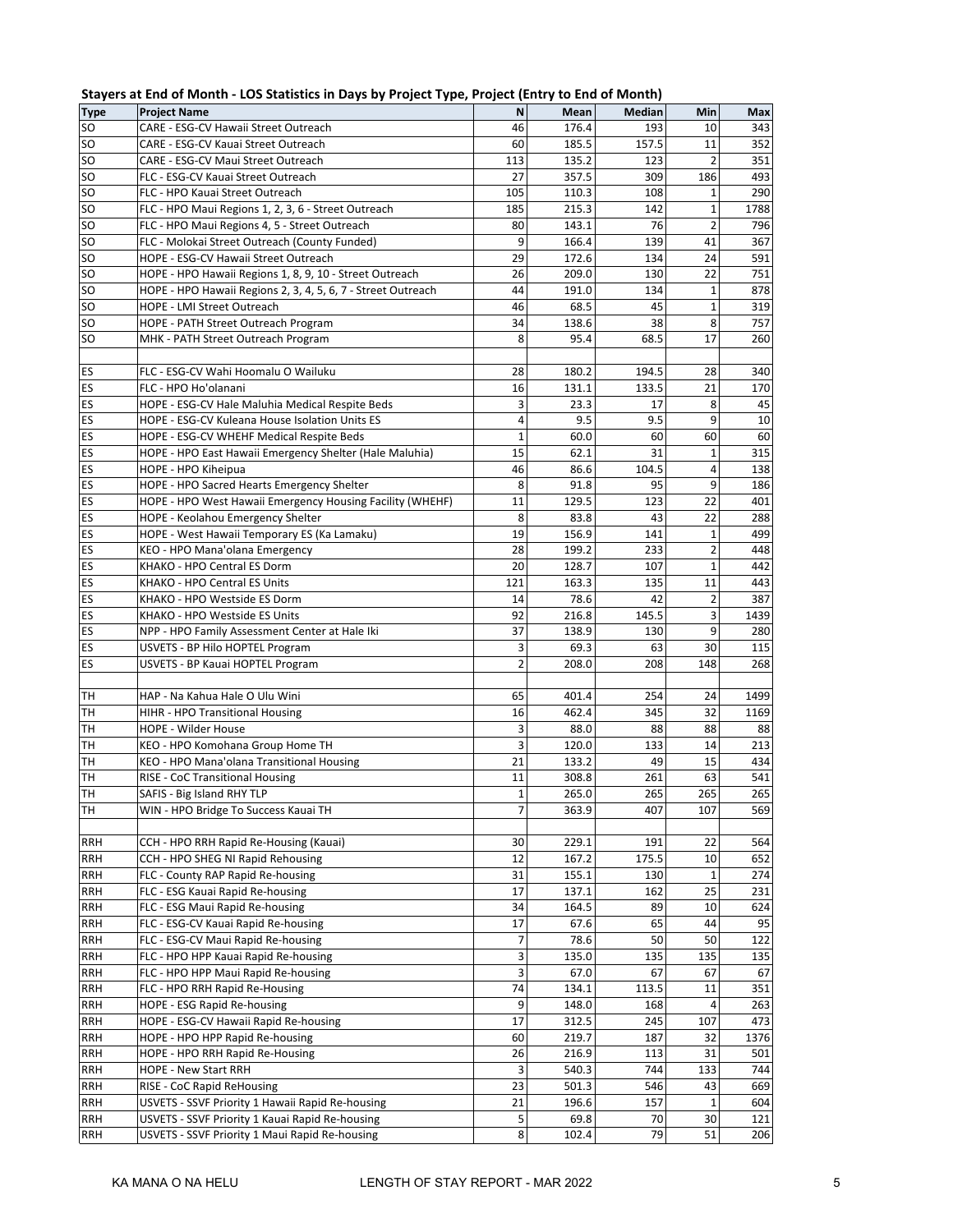**Stayers at End of Month - LOS Statistics in Days by Project Type, Project (Entry to End of Month)**

| Type | Project Name | N | Mean | Median | Min | Max |
|---|---|---|---|---|---|---|
| SO | CARE - ESG-CV Hawaii Street Outreach | 46 | 176.4 | 193 | 10 | 343 |
| SO | CARE - ESG-CV Kauai Street Outreach | 60 | 185.5 | 157.5 | 11 | 352 |
| SO | CARE - ESG-CV Maui Street Outreach | 113 | 135.2 | 123 | 2 | 351 |
| SO | FLC - ESG-CV Kauai Street Outreach | 27 | 357.5 | 309 | 186 | 493 |
| SO | FLC - HPO Kauai Street Outreach | 105 | 110.3 | 108 | 1 | 290 |
| SO | FLC - HPO Maui Regions 1, 2, 3, 6 - Street Outreach | 185 | 215.3 | 142 | 1 | 1788 |
| SO | FLC - HPO Maui Regions 4, 5 - Street Outreach | 80 | 143.1 | 76 | 2 | 796 |
| SO | FLC - Molokai Street Outreach (County Funded) | 9 | 166.4 | 139 | 41 | 367 |
| SO | HOPE - ESG-CV Hawaii Street Outreach | 29 | 172.6 | 134 | 24 | 591 |
| SO | HOPE - HPO Hawaii Regions 1, 8, 9, 10 - Street Outreach | 26 | 209.0 | 130 | 22 | 751 |
| SO | HOPE - HPO Hawaii Regions 2, 3, 4, 5, 6, 7 - Street Outreach | 44 | 191.0 | 134 | 1 | 878 |
| SO | HOPE - LMI Street Outreach | 46 | 68.5 | 45 | 1 | 319 |
| SO | HOPE - PATH Street Outreach Program | 34 | 138.6 | 38 | 8 | 757 |
| SO | MHK - PATH Street Outreach Program | 8 | 95.4 | 68.5 | 17 | 260 |
| | | | | | | |
| ES | FLC - ESG-CV Wahi Hoomalu O Wailuku | 28 | 180.2 | 194.5 | 28 | 340 |
| ES | FLC - HPO Ho'olanani | 16 | 131.1 | 133.5 | 21 | 170 |
| ES | HOPE - ESG-CV Hale Maluhia Medical Respite Beds | 3 | 23.3 | 17 | 8 | 45 |
| ES | HOPE - ESG-CV Kuleana House Isolation Units ES | 4 | 9.5 | 9.5 | 9 | 10 |
| ES | HOPE - ESG-CV WHEHF Medical Respite Beds | 1 | 60.0 | 60 | 60 | 60 |
| ES | HOPE - HPO East Hawaii Emergency Shelter (Hale Maluhia) | 15 | 62.1 | 31 | 1 | 315 |
| ES | HOPE - HPO Kiheipua | 46 | 86.6 | 104.5 | 4 | 138 |
| ES | HOPE - HPO Sacred Hearts Emergency Shelter | 8 | 91.8 | 95 | 9 | 186 |
| ES | HOPE - HPO West Hawaii Emergency Housing Facility (WHEHF) | 11 | 129.5 | 123 | 22 | 401 |
| ES | HOPE - Keolahou Emergency Shelter | 8 | 83.8 | 43 | 22 | 288 |
| ES | HOPE - West Hawaii Temporary ES (Ka Lamaku) | 19 | 156.9 | 141 | 1 | 499 |
| ES | KEO - HPO Mana'olana Emergency | 28 | 199.2 | 233 | 2 | 448 |
| ES | KHAKO - HPO Central ES Dorm | 20 | 128.7 | 107 | 1 | 442 |
| ES | KHAKO - HPO Central ES Units | 121 | 163.3 | 135 | 11 | 443 |
| ES | KHAKO - HPO Westside ES Dorm | 14 | 78.6 | 42 | 2 | 387 |
| ES | KHAKO - HPO Westside ES Units | 92 | 216.8 | 145.5 | 3 | 1439 |
| ES | NPP - HPO Family Assessment Center at Hale Iki | 37 | 138.9 | 130 | 9 | 280 |
| ES | USVETS - BP Hilo HOPTEL Program | 3 | 69.3 | 63 | 30 | 115 |
| ES | USVETS - BP Kauai HOPTEL Program | 2 | 208.0 | 208 | 148 | 268 |
| | | | | | | |
| TH | HAP - Na Kahua Hale O Ulu Wini | 65 | 401.4 | 254 | 24 | 1499 |
| TH | HIHR - HPO Transitional Housing | 16 | 462.4 | 345 | 32 | 1169 |
| TH | HOPE - Wilder House | 3 | 88.0 | 88 | 88 | 88 |
| TH | KEO - HPO Komohana Group Home TH | 3 | 120.0 | 133 | 14 | 213 |
| TH | KEO - HPO Mana'olana Transitional Housing | 21 | 133.2 | 49 | 15 | 434 |
| TH | RISE - CoC Transitional Housing | 11 | 308.8 | 261 | 63 | 541 |
| TH | SAFIS - Big Island RHY TLP | 1 | 265.0 | 265 | 265 | 265 |
| TH | WIN - HPO Bridge To Success Kauai TH | 7 | 363.9 | 407 | 107 | 569 |
| | | | | | | |
| RRH | CCH - HPO RRH Rapid Re-Housing (Kauai) | 30 | 229.1 | 191 | 22 | 564 |
| RRH | CCH - HPO SHEG NI Rapid Rehousing | 12 | 167.2 | 175.5 | 10 | 652 |
| RRH | FLC - County RAP Rapid Re-housing | 31 | 155.1 | 130 | 1 | 274 |
| RRH | FLC - ESG Kauai Rapid Re-housing | 17 | 137.1 | 162 | 25 | 231 |
| RRH | FLC - ESG Maui Rapid Re-housing | 34 | 164.5 | 89 | 10 | 624 |
| RRH | FLC - ESG-CV Kauai Rapid Re-housing | 17 | 67.6 | 65 | 44 | 95 |
| RRH | FLC - ESG-CV Maui Rapid Re-housing | 7 | 78.6 | 50 | 50 | 122 |
| RRH | FLC - HPO HPP Kauai Rapid Re-housing | 3 | 135.0 | 135 | 135 | 135 |
| RRH | FLC - HPO HPP Maui Rapid Re-housing | 3 | 67.0 | 67 | 67 | 67 |
| RRH | FLC - HPO RRH Rapid Re-Housing | 74 | 134.1 | 113.5 | 11 | 351 |
| RRH | HOPE - ESG Rapid Re-housing | 9 | 148.0 | 168 | 4 | 263 |
| RRH | HOPE - ESG-CV Hawaii Rapid Re-housing | 17 | 312.5 | 245 | 107 | 473 |
| RRH | HOPE - HPO HPP Rapid Re-housing | 60 | 219.7 | 187 | 32 | 1376 |
| RRH | HOPE - HPO RRH Rapid Re-Housing | 26 | 216.9 | 113 | 31 | 501 |
| RRH | HOPE - New Start RRH | 3 | 540.3 | 744 | 133 | 744 |
| RRH | RISE - CoC Rapid ReHousing | 23 | 501.3 | 546 | 43 | 669 |
| RRH | USVETS - SSVF Priority 1 Hawaii Rapid Re-housing | 21 | 196.6 | 157 | 1 | 604 |
| RRH | USVETS - SSVF Priority 1 Kauai Rapid Re-housing | 5 | 69.8 | 70 | 30 | 121 |
| RRH | USVETS - SSVF Priority 1 Maui Rapid Re-housing | 8 | 102.4 | 79 | 51 | 206 |